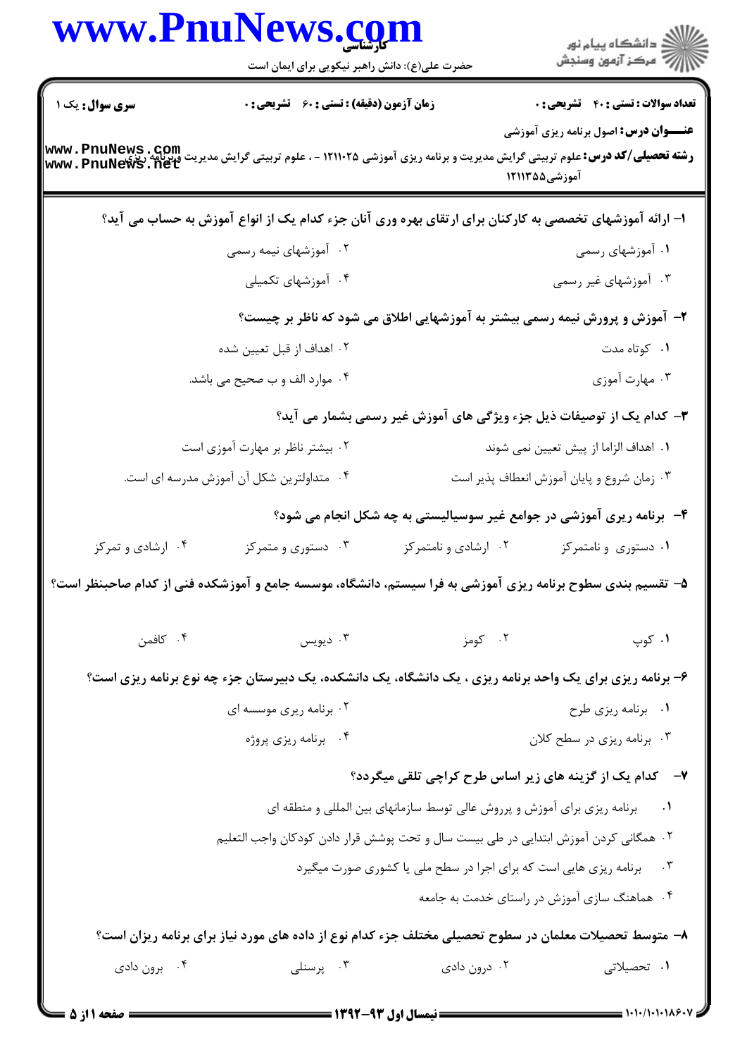**تعداد سوالات : تستی : ۴۰ تشریحی : ۰** | **زمان آزمون (دقیقه) : تستی : ۶۰ تشریحی : ۰** | **سری سوال : یک ۱**

**عنـــوان درس :** اصول برنامه ریزی آموزشی

**رشته تحصیلی/کد درس :** علوم تربیتی گرایش مدیریت و برنامه ریزی آموزشی ۱۲۱۱۰۲۵ - ، علوم تربیتی گرایش مدیریت وبرنامه ریزی آموزشی۱۲۱۱۳۵۵

۱- ارائه آموزشهای تخصصی به کارکنان برای ارتقای بهره وری آنان جزء کدام یک از انواع آموزش به حساب می آید؟

۱. آموزشهای رسمی
۲. آموزشهای نیمه رسمی
۳. آموزشهای غیر رسمی
۴. آموزشهای تکمیلی

۲- آموزش و پرورش نیمه رسمی بیشتر به آموزشهایی اطلاق می شود که ناظر بر چیست؟

۱. کوتاه مدت
۲. اهداف از قبل تعیین شده
۳. مهارت آموزی
۴. موارد الف و ب صحیح می باشد.

۳- کدام یک از توصیفات ذیل جزء ویژگی های آموزش غیر رسمی بشمار می آید؟

۱. اهداف الزاما از پیش تعیین نمی شوند
۲. بیشتر ناظر بر مهارت آموزی است
۳. زمان شروع و پایان آموزش انعطاف پذیر است
۴. متداولترین شکل آن آموزش مدرسه ای است.

۴- برنامه ریزی آموزشی در جوامع غیر سوسیالیستی به چه شکل انجام می شود؟

۱. دستوری و نامتمرکز
۲. ارشادی و نامتمرکز
۳. دستوری و متمرکز
۴. ارشادی و تمرکز

۵- تقسیم بندی سطوح برنامه ریزی آموزشی به فرا سیستم، دانشگاه، موسسه جامع و آموزشکده فنی از کدام صاحبنظر است؟

۱. کوپ
۲. کومز
۳. دیویس
۴. کافمن

۶- برنامه ریزی برای یک واحد برنامه ریزی ، یک دانشگاه، یک دانشکده، یک دبیرستان جزء چه نوع برنامه ریزی است؟

۱. برنامه ریزی طرح
۲. برنامه ریزی موسسه ای
۳. برنامه ریزی در سطح کلان
۴. برنامه ریزی پروژه

۷- کدام یک از گزینه های زیر اساس طرح کراچی تلقی میگردد؟

۱. برنامه ریزی برای آموزش و پرورش عالی توسط سازمانهای بین المللی و منطقه ای
۲. همگانی کردن آموزش ابتدایی در طی بیست سال و تحت پوشش قرار دادن کودکان واجب التعلیم
۳. برنامه ریزی هایی است که برای اجرا در سطح ملی یا کشوری صورت میگیرد
۴. هماهنگ سازی آموزش در راستای خدمت به جامعه

۸- متوسط تحصیلات معلمان در سطوح تحصیلی مختلف جزء کدام نوع از داده های مورد نیاز برای برنامه ریزان است؟

۱. تحصیلاتی
۲. درون دادی
۳. پرسنلی
۴. برون دادی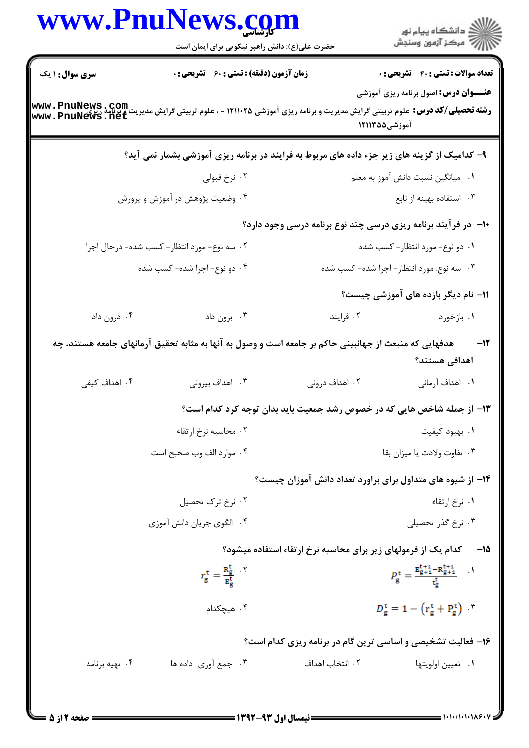**سری سوال:** ۱ یک | **زمان آزمون (دقیقه) : تستی :** ۶۰ **تشریحی :** ۰ | **تعداد سوالات : تستی :** ۴۰ **تشریحی :** ۰

**عنـــوان درس:** اصول برنامه ریزی آموزشی

**رشته تحصیلی/کد درس:** علوم تربیتی گرایش مدیریت و برنامه ریزی آموزشی ۱۲۱۱۰۲۵ - ، علوم تربیتی گرایش مدیریت و برنامه ریزی آموزشی۱۲۱۱۳۵۵

۹- کدامیک از گزینه های زیر جزء داده های مربوط به فرایند در برنامه ریزی آموزشی بشمار نمی آید؟

۱. میانگین نسبت دانش آموز به معلم
۲. نرخ قبولی
۳. استفاده بهینه از نابع
۴. وضعیت پژوهش در آموزش و پرورش

۱۰- در فرآیند برنامه ریزی درسی چند نوع برنامه درسی وجود دارد؟

۱. دو نوع- مورد انتظار- کسب شده
۲. سه نوع- مورد انتظار- کسب شده- درحال اجرا
۳. سه نوع: مورد انتظار- اجرا شده- کسب شده
۴. دو نوع- اجرا شده- کسب شده

۱۱- نام دیگر بازده های آموزشی چیست؟

۱. بازخورد
۲. فرایند
۳. برون داد
۴. درون داد

۱۲- هدفهایی که منبعث از جهانبینی حاکم بر جامعه است و وصول به آنها به مثابه تحقیق آرمانهای جامعه هستند، چه اهدافی هستند؟

۱. اهداف آرمانی
۲. اهداف درونی
۳. اهداف بیرونی
۴. اهداف کیفی

۱۳- از جمله شاخص هایی که در خصوص رشد جمعیت باید بدان توجه کرد کدام است؟

۱. بهبود کیفیت
۲. محاسبه نرخ ارتقاء
۳. تفاوت ولادت یا میزان بقا
۴. موارد الف وب صحیح است

۱۴- از شیوه های متداول برای براورد تعداد دانش آموزان چیست؟

۱. نرخ ارتقاء
۲. نرخ ترک تحصیل
۳. نرخ گذر تحصیلی
۴. الگوی جریان دانش آموزی

۱۵- کدام یک از فرمولهای زیر برای محاسبه نرخ ارتقاء استفاده میشود؟

۱. $P_g^t = \frac{E_{g+1}^{t+1} - R_{g+1}^{t+1}}{t_g^t}$
۲. $r_g^t = \frac{R_g^t}{E_g^t}$
۳. $D_g^t = 1 - (r_g^t + P_g^t)$
۴. هیچکدام

۱۶- فعالیت تشخیصی و اساسی ترین گام در برنامه ریزی کدام است؟

۱. تعیین اولویتها
۲. انتخاب اهداف
۳. جمع آوری داده ها
۴. تهیه برنامه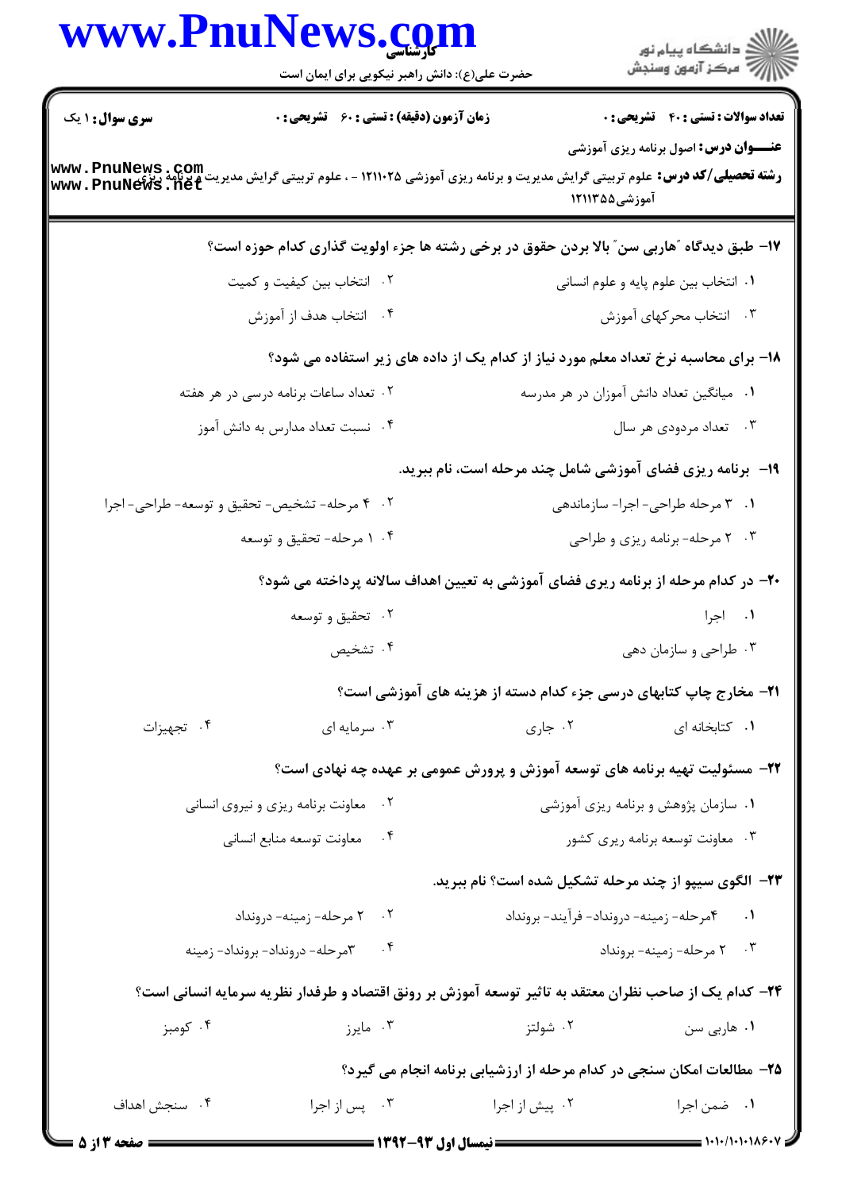کارشناسی

حضرت علی(ع): دانش راهبر نیکویی برای ایمان است

**سری سوال:** ۱ یک | **زمان آزمون (دقیقه) : تستی :** ۶۰ **تشریحی :** ۰ | **تعداد سوالات : تستی :** ۴۰ **تشریحی :** ۰

**عنـــوان درس:** اصول برنامه ریزی آموزشی

**رشته تحصیلی/کد درس:** علوم تربیتی گرایش مدیریت و برنامه ریزی آموزشی ۱۲۱۱۰۲۵ - ، علوم تربیتی گرایش مدیریت و برنامه ریزی آموزشی۱۲۱۱۳۵۵

**۱۷- طبق دیدگاه "هاربی سن" بالا بردن حقوق در برخی رشته ها جزء اولویت گذاری کدام حوزه است؟**

۱. انتخاب بین علوم پایه و علوم انسانی
۲. انتخاب بین کیفیت و کمیت
۳. انتخاب محرکهای آموزش
۴. انتخاب هدف از آموزش

**۱۸- برای محاسبه نرخ تعداد معلم مورد نیاز از کدام یک از داده های زیر استفاده می شود؟**

۱. میانگین تعداد دانش آموزان در هر مدرسه
۲. تعداد ساعات برنامه درسی در هر هفته
۳. تعداد مردودی هر سال
۴. نسبت تعداد مدارس به دانش آموز

**۱۹- برنامه ریزی فضای آموزشی شامل چند مرحله است، نام ببرید.**

۱. ۳ مرحله طراحی- اجرا- سازماندهی
۲. ۴ مرحله- تشخیص- تحقیق و توسعه- طراحی- اجرا
۳. ۲ مرحله- برنامه ریزی و طراحی
۴. ۱ مرحله- تحقیق و توسعه

**۲۰- در کدام مرحله از برنامه ریری فضای آموزشی به تعیین اهداف سالانه پرداخته می شود؟**

۱. اجرا
۲. تحقیق و توسعه
۳. طراحی و سازمان دهی
۴. تشخیص

**۲۱- مخارج چاپ کتابهای درسی جزء کدام دسته از هزینه های آموزشی است؟**

۱. کتابخانه ای
۲. جاری
۳. سرمایه ای
۴. تجهیزات

**۲۲- مسئولیت تهیه برنامه های توسعه آموزش و پرورش عمومی بر عهده چه نهادی است؟**

۱. سازمان پژوهش و برنامه ریزی آموزشی
۲. معاونت برنامه ریزی و نیروی انسانی
۳. معاونت توسعه برنامه ریری کشور
۴. معاونت توسعه منابع انسانی

**۲۳- الگوی سیپو از چند مرحله تشکیل شده است؟ نام ببرید.**

۱. ۴مرحله- زمینه- درونداد- فرآیند- برونداد
۲. ۲ مرحله- زمینه- درونداد
۳. ۲ مرحله- زمینه- برونداد
۴. ۳مرحله- درونداد- برونداد- زمینه

**۲۴- کدام یک از صاحب نظران معتقد به تاثیر توسعه آموزش بر رونق اقتصاد و طرفدار نظریه سرمایه انسانی است؟**

۱. هاربی سن
۲. شولتز
۳. مایرز
۴. کومبز

**۲۵- مطالعات امکان سنجی در کدام مرحله از ارزشیابی برنامه انجام می گیرد؟**

۱. ضمن اجرا
۲. پیش از اجرا
۳. پس از اجرا
۴. سنجش اهداف

نیمسال اول ۹۳-۱۳۹۲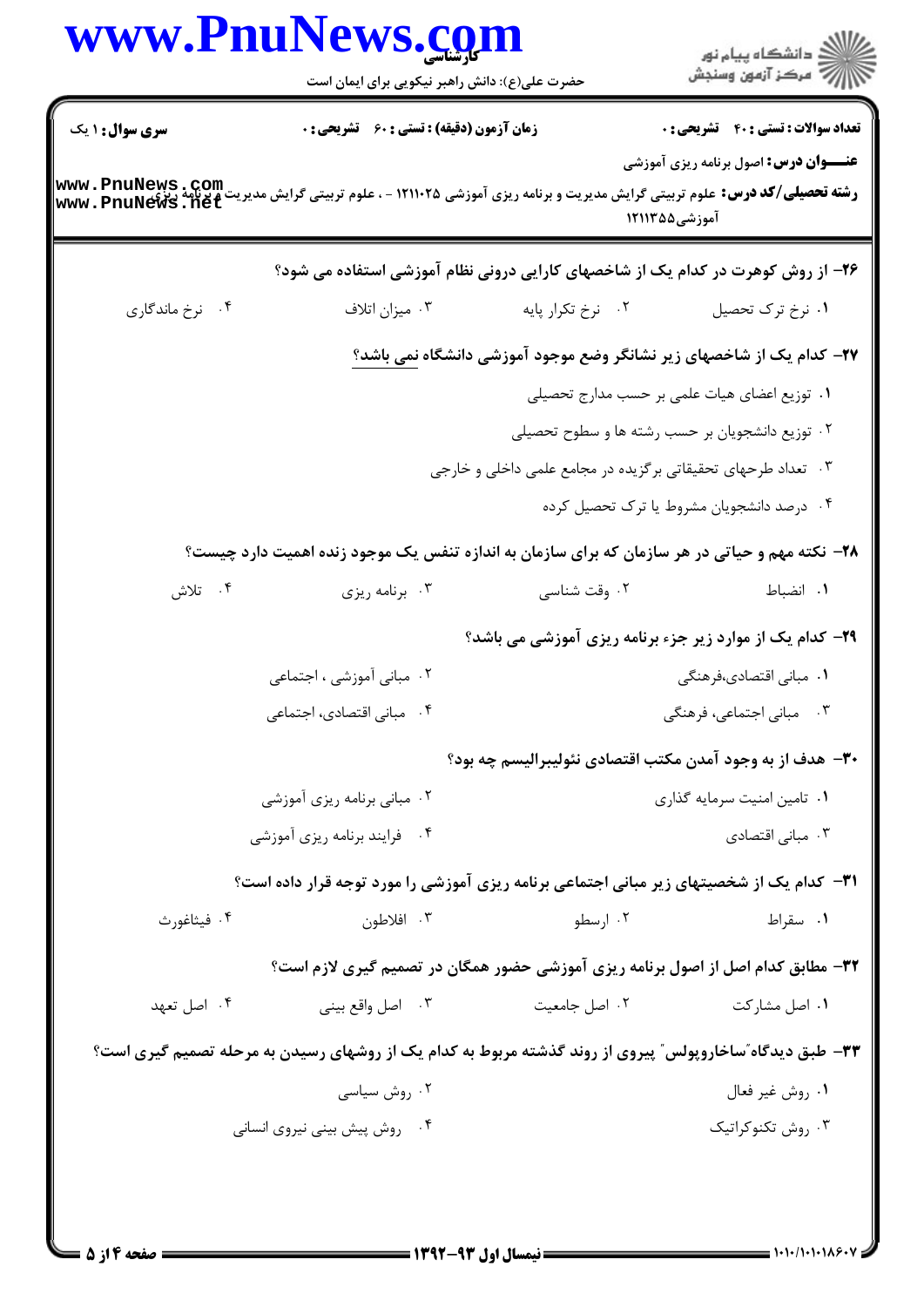**سری سوال:** ۱ یک

**زمان آزمون (دقیقه) : تستی :** ۶۰ **تشریحی :** ۰

**تعداد سوالات : تستی :** ۴۰ **تشریحی :** ۰

**عنـــوان درس:** اصول برنامه ریزی آموزشی

**رشته تحصیلی/کد درس:** علوم تربیتی گرایش مدیریت و برنامه ریزی آموزشی ۱۲۱۱۰۲۵ - ، علوم تربیتی گرایش مدیریت و برنامه ریزی آموزشی۱۲۱۱۳۵۵

۲۶- از روش کوهرت در کدام یک از شاخصهای کارایی درونی نظام آموزشی استفاده می شود؟

۱. نرخ ترک تحصیل
۲. نرخ تکرار پایه
۳. میزان اتلاف
۴. نرخ ماندگاری

۲۷- کدام یک از شاخصهای زیر نشانگر وضع موجود آموزشی دانشگاه نمی باشد؟

۱. توزیع اعضای هیات علمی بر حسب مدارج تحصیلی
۲. توزیع دانشجویان بر حسب رشته ها و سطوح تحصیلی
۳. تعداد طرحهای تحقیقاتی برگزیده در مجامع علمی داخلی و خارجی
۴. درصد دانشجویان مشروط یا ترک تحصیل کرده

۲۸- نکته مهم و حیاتی در هر سازمان که برای سازمان به اندازه تنفس یک موجود زنده اهمیت دارد چیست؟

۱. انضباط
۲. وقت شناسی
۳. برنامه ریزی
۴. تلاش

۲۹- کدام یک از موارد زیر جزء برنامه ریزی آموزشی می باشد؟

۱. مبانی اقتصادی،فرهنگی
۲. مبانی آموزشی ، اجتماعی
۳. مبانی اجتماعی، فرهنگی
۴. مبانی اقتصادی، اجتماعی

۳۰- هدف از به وجود آمدن مکتب اقتصادی نئولیبرالیسم چه بود؟

۱. تامین امنیت سرمایه گذاری
۲. مبانی برنامه ریزی آموزشی
۳. مبانی اقتصادی
۴. فرایند برنامه ریزی آموزشی

۳۱- کدام یک از شخصیتهای زیر مبانی اجتماعی برنامه ریزی آموزشی را مورد توجه قرار داده است؟

۱. سقراط
۲. ارسطو
۳. افلاطون
۴. فیثاغورث

۳۲- مطابق کدام اصل از اصول برنامه ریزی آموزشی حضور همگان در تصمیم گیری لازم است؟

۱. اصل مشارکت
۲. اصل جامعیت
۳. اصل واقع بینی
۴. اصل تعهد

۳۳- طبق دیدگاه"ساخاروپولس" پیروی از روند گذشته مربوط به کدام یک از روشهای رسیدن به مرحله تصمیم گیری است؟

۱. روش غیر فعال
۲. روش سیاسی
۳. روش تکنوکراتیک
۴. روش پیش بینی نیروی انسانی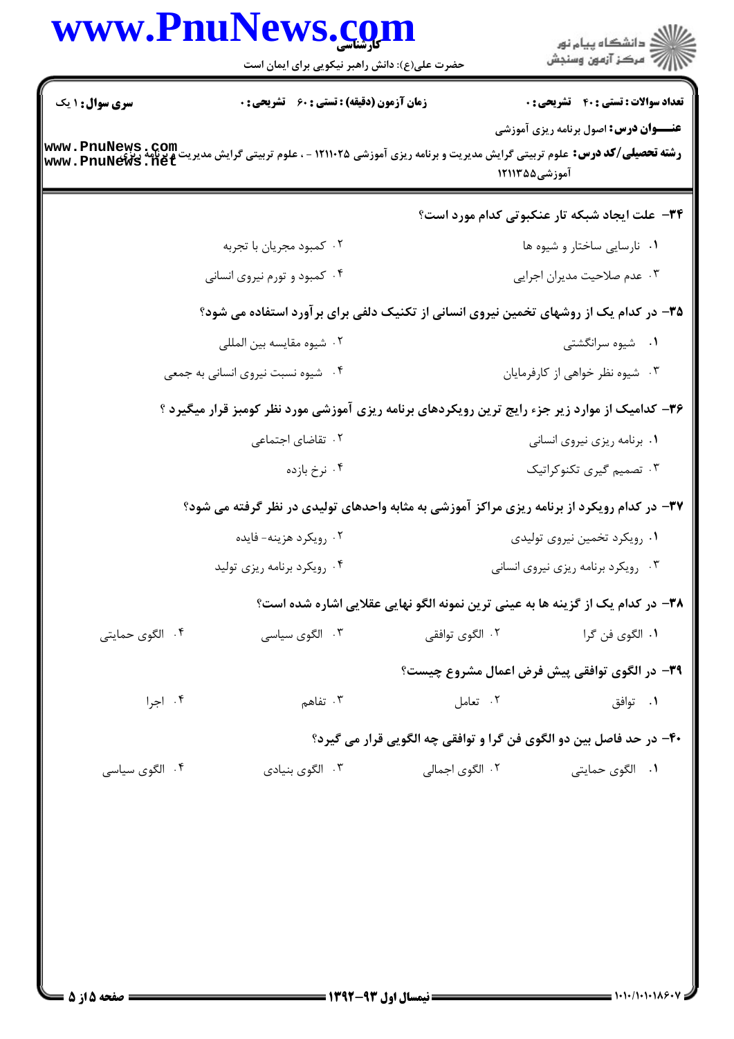**۳۴- علت ایجاد شبکه تار عنکبوتی کدام مورد است؟**

۱. نارسایی ساختار و شیوه ها

۲. کمبود مجریان با تجربه

۳. عدم صلاحیت مدیران اجرایی

۴. کمبود و تورم نیروی انسانی

**۳۵- در کدام یک از روشهای تخمین نیروی انسانی از تکنیک دلفی برای برآورد استفاده می شود؟**

۱. شیوه سرانگشتی

۲. شیوه مقایسه بین المللی

۳. شیوه نظر خواهی از کارفرمایان

۴. شیوه نسبت نیروی انسانی به جمعی

**۳۶- کدامیک از موارد زیر جزء رایج ترین رویکردهای برنامه ریزی آموزشی مورد نظر کومبز قرار میگیرد ؟**

۱. برنامه ریزی نیروی انسانی

۲. تقاضای اجتماعی

۳. تصمیم گیری تکنوکراتیک

۴. نرخ بازده

**۳۷- در کدام رویکرد از برنامه ریزی مراکز آموزشی به مثابه واحدهای تولیدی در نظر گرفته می شود؟**

۱. رویکرد تخمین نیروی تولیدی

۲. رویکرد هزینه- فایده

۳. رویکرد برنامه ریزی نیروی انسانی

۴. رویکرد برنامه ریزی تولید

**۳۸- در کدام یک از گزینه ها به عینی ترین نمونه الگو نهایی عقلایی اشاره شده است؟**

۱. الگوی فن گرا

۲. الگوی توافقی

۳. الگوی سیاسی

۴. الگوی حمایتی

**۳۹- در الگوی توافقی پیش فرض اعمال مشروع چیست؟**

۱. توافق

۲. تعامل

۳. تفاهم

۴. اجرا

**۴۰- در حد فاصل بین دو الگوی فن گرا و توافقی چه الگویی قرار می گیرد؟**

۱. الگوی حمایتی

۲. الگوی اجمالی

۳. الگوی بنیادی

۴. الگوی سیاسی